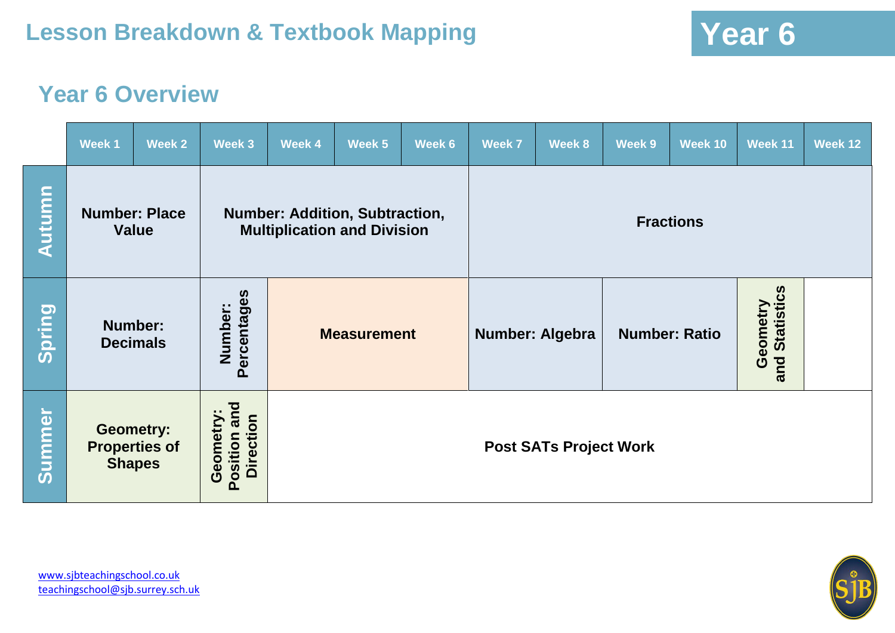# Lesson Breakdown & Textbook Mapping

**Year 6**

## Year 6 Overview

| | Week 1 | Week 2 | Week 3 | Week 4 | Week 5 | Week 6 | Week 7 | Week 8 | Week 9 | Week 10 | Week 11 | Week 12 |
|---|---|---|---|---|---|---|---|---|---|---|---|---|
| **Autumn** | **Number: Place Value** | | **Number: Addition, Subtraction, Multiplication and Division** | | | | **Fractions** | | | | | |
| **Spring** | **Number: Decimals** | | **Number: Percentages** | **Measurement** | | | **Number: Algebra** | | **Number: Ratio** | | **Geometry and Statistics** | |
| **Summer** | **Geometry: Properties of Shapes** | | **Geometry: Position and Direction** | **Post SATs Project Work** | | | | | | | | |

www.sjbteachingschool.co.uk
teachingschool@sjb.surrey.sch.uk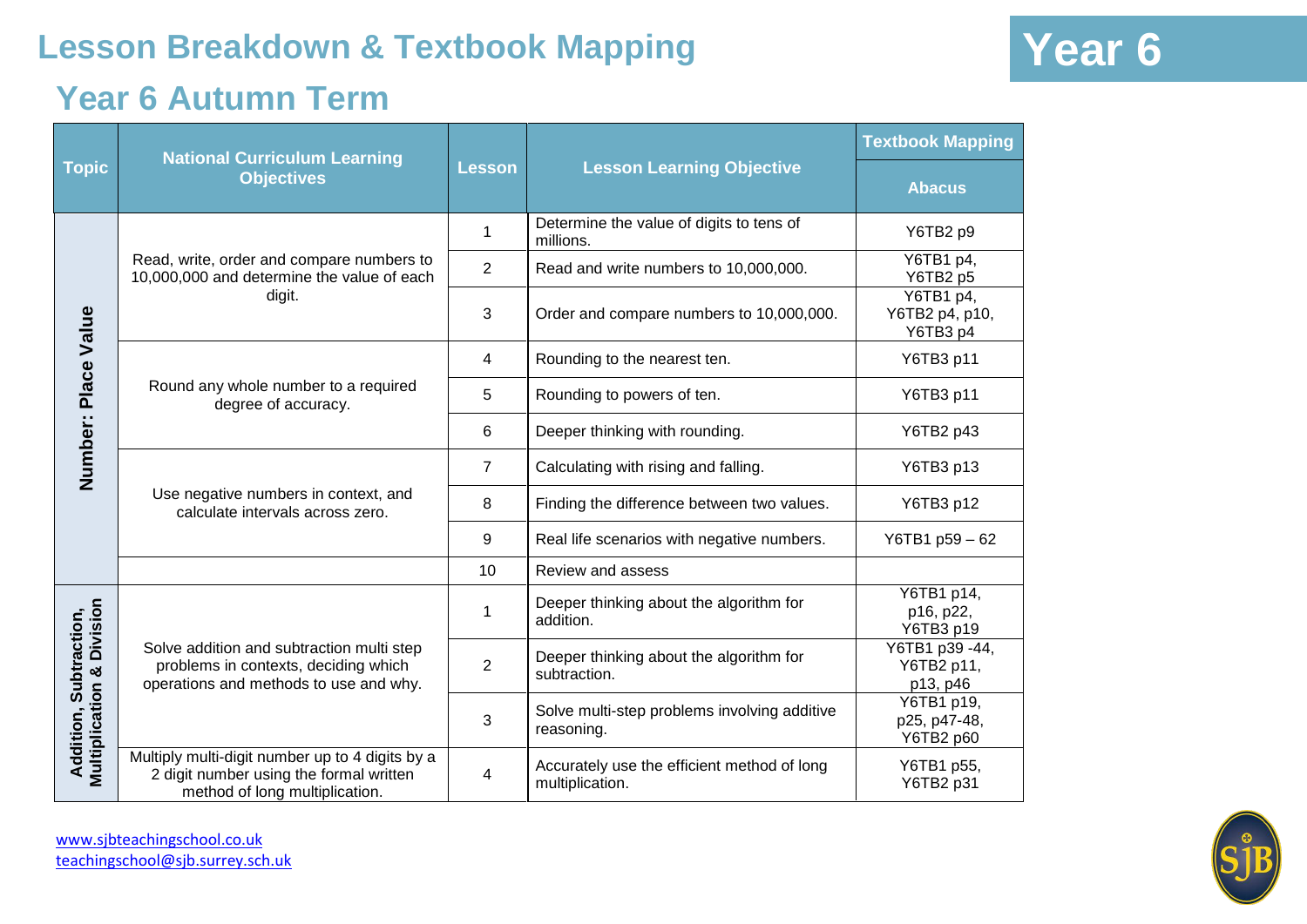# Lesson Breakdown & Textbook Mapping

**Year 6**

## Year 6 Autumn Term

| Topic | National Curriculum Learning Objectives | Lesson | Lesson Learning Objective | Textbook Mapping |
|---|---|---|---|---|
| | | | | Abacus |
| Number: Place Value | Read, write, order and compare numbers to 10,000,000 and determine the value of each digit. | 1 | Determine the value of digits to tens of millions. | Y6TB2 p9 |
| | | 2 | Read and write numbers to 10,000,000. | Y6TB1 p4, Y6TB2 p5 |
| | | 3 | Order and compare numbers to 10,000,000. | Y6TB1 p4, Y6TB2 p4, p10, Y6TB3 p4 |
| | Round any whole number to a required degree of accuracy. | 4 | Rounding to the nearest ten. | Y6TB3 p11 |
| | | 5 | Rounding to powers of ten. | Y6TB3 p11 |
| | | 6 | Deeper thinking with rounding. | Y6TB2 p43 |
| | Use negative numbers in context, and calculate intervals across zero. | 7 | Calculating with rising and falling. | Y6TB3 p13 |
| | | 8 | Finding the difference between two values. | Y6TB3 p12 |
| | | 9 | Real life scenarios with negative numbers. | Y6TB1 p59 – 62 |
| | | 10 | Review and assess | |
| Addition, Subtraction, Multiplication & Division | Solve addition and subtraction multi step problems in contexts, deciding which operations and methods to use and why. | 1 | Deeper thinking about the algorithm for addition. | Y6TB1 p14, p16, p22, Y6TB3 p19 |
| | | 2 | Deeper thinking about the algorithm for subtraction. | Y6TB1 p39 -44, Y6TB2 p11, p13, p46 |
| | | 3 | Solve multi-step problems involving additive reasoning. | Y6TB1 p19, p25, p47-48, Y6TB2 p60 |
| | Multiply multi-digit number up to 4 digits by a 2 digit number using the formal written method of long multiplication. | 4 | Accurately use the efficient method of long multiplication. | Y6TB1 p55, Y6TB2 p31 |

www.sjbteachingschool.co.uk
teachingschool@sjb.surrey.sch.uk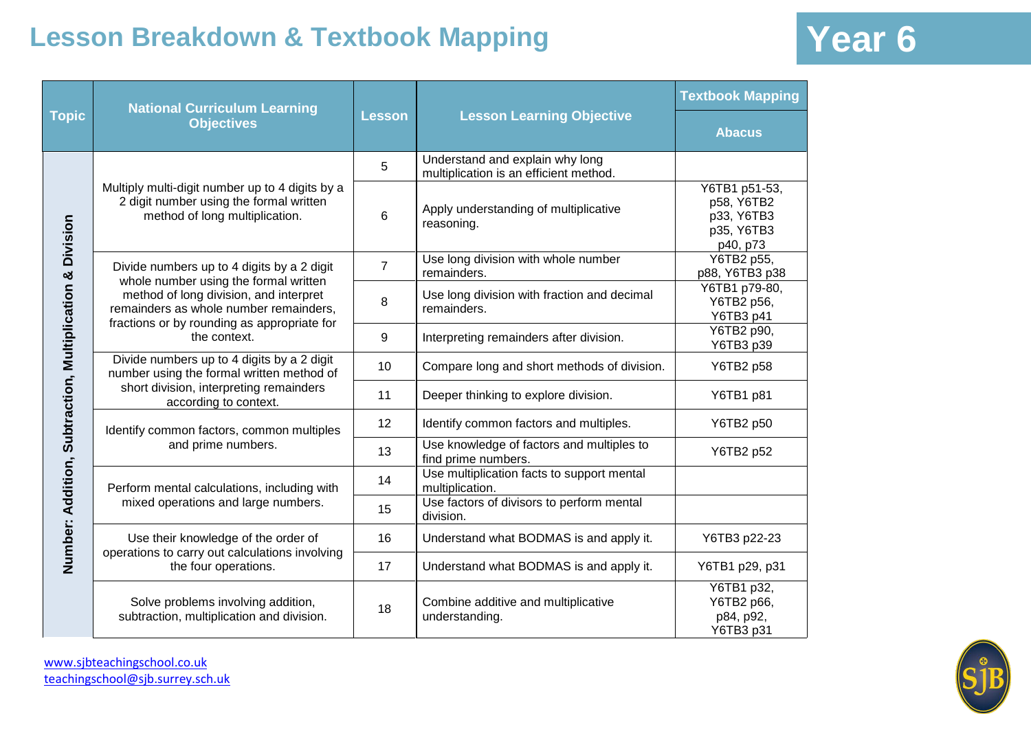# Lesson Breakdown & Textbook Mapping

## Year 6

| Topic | National Curriculum Learning Objectives | Lesson | Lesson Learning Objective | Textbook Mapping |
|---|---|---|---|---|
| | | | | Abacus |
| Number: Addition, Subtraction, Multiplication & Division | Multiply multi-digit number up to 4 digits by a 2 digit number using the formal written method of long multiplication. | 5 | Understand and explain why long multiplication is an efficient method. | |
| | | 6 | Apply understanding of multiplicative reasoning. | Y6TB1 p51-53, p58, Y6TB2 p33, Y6TB3 p35, Y6TB3 p40, p73 |
| | Divide numbers up to 4 digits by a 2 digit whole number using the formal written method of long division, and interpret remainders as whole number remainders, fractions or by rounding as appropriate for the context. | 7 | Use long division with whole number remainders. | Y6TB2 p55, p88, Y6TB3 p38 |
| | | 8 | Use long division with fraction and decimal remainders. | Y6TB1 p79-80, Y6TB2 p56, Y6TB3 p41 |
| | | 9 | Interpreting remainders after division. | Y6TB2 p90, Y6TB3 p39 |
| | Divide numbers up to 4 digits by a 2 digit number using the formal written method of short division, interpreting remainders according to context. | 10 | Compare long and short methods of division. | Y6TB2 p58 |
| | | 11 | Deeper thinking to explore division. | Y6TB1 p81 |
| | Identify common factors, common multiples and prime numbers. | 12 | Identify common factors and multiples. | Y6TB2 p50 |
| | | 13 | Use knowledge of factors and multiples to find prime numbers. | Y6TB2 p52 |
| | Perform mental calculations, including with mixed operations and large numbers. | 14 | Use multiplication facts to support mental multiplication. | |
| | | 15 | Use factors of divisors to perform mental division. | |
| | Use their knowledge of the order of operations to carry out calculations involving the four operations. | 16 | Understand what BODMAS is and apply it. | Y6TB3 p22-23 |
| | | 17 | Understand what BODMAS is and apply it. | Y6TB1 p29, p31 |
| | Solve problems involving addition, subtraction, multiplication and division. | 18 | Combine additive and multiplicative understanding. | Y6TB1 p32, Y6TB2 p66, p84, p92, Y6TB3 p31 |

www.sjbteachingschool.co.uk
teachingschool@sjb.surrey.sch.uk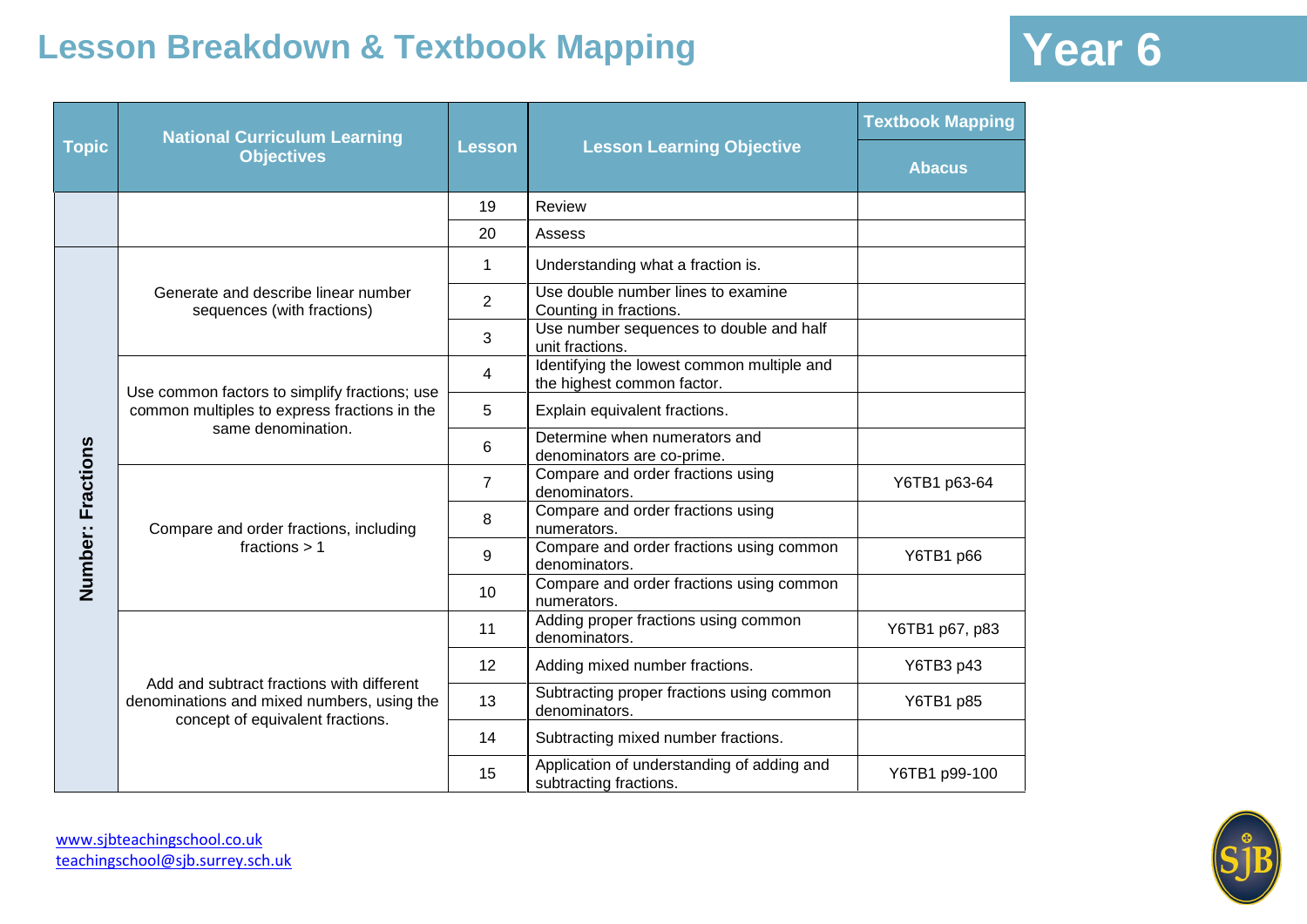# Lesson Breakdown & Textbook Mapping

## Year 6

| Topic | National Curriculum Learning Objectives | Lesson | Lesson Learning Objective | Textbook Mapping |
|---|---|---|---|---|
| | | | | Abacus |
| | | 19 | Review | |
| | | 20 | Assess | |
| Number: Fractions | Generate and describe linear number sequences (with fractions) | 1 | Understanding what a fraction is. | |
| | | 2 | Use double number lines to examine Counting in fractions. | |
| | | 3 | Use number sequences to double and half unit fractions. | |
| | Use common factors to simplify fractions; use common multiples to express fractions in the same denomination. | 4 | Identifying the lowest common multiple and the highest common factor. | |
| | | 5 | Explain equivalent fractions. | |
| | | 6 | Determine when numerators and denominators are co-prime. | |
| | Compare and order fractions, including fractions > 1 | 7 | Compare and order fractions using denominators. | Y6TB1 p63-64 |
| | | 8 | Compare and order fractions using numerators. | |
| | | 9 | Compare and order fractions using common denominators. | Y6TB1 p66 |
| | | 10 | Compare and order fractions using common numerators. | |
| | Add and subtract fractions with different denominations and mixed numbers, using the concept of equivalent fractions. | 11 | Adding proper fractions using common denominators. | Y6TB1 p67, p83 |
| | | 12 | Adding mixed number fractions. | Y6TB3 p43 |
| | | 13 | Subtracting proper fractions using common denominators. | Y6TB1 p85 |
| | | 14 | Subtracting mixed number fractions. | |
| | | 15 | Application of understanding of adding and subtracting fractions. | Y6TB1 p99-100 |

www.sjbteachingschool.co.uk
teachingschool@sjb.surrey.sch.uk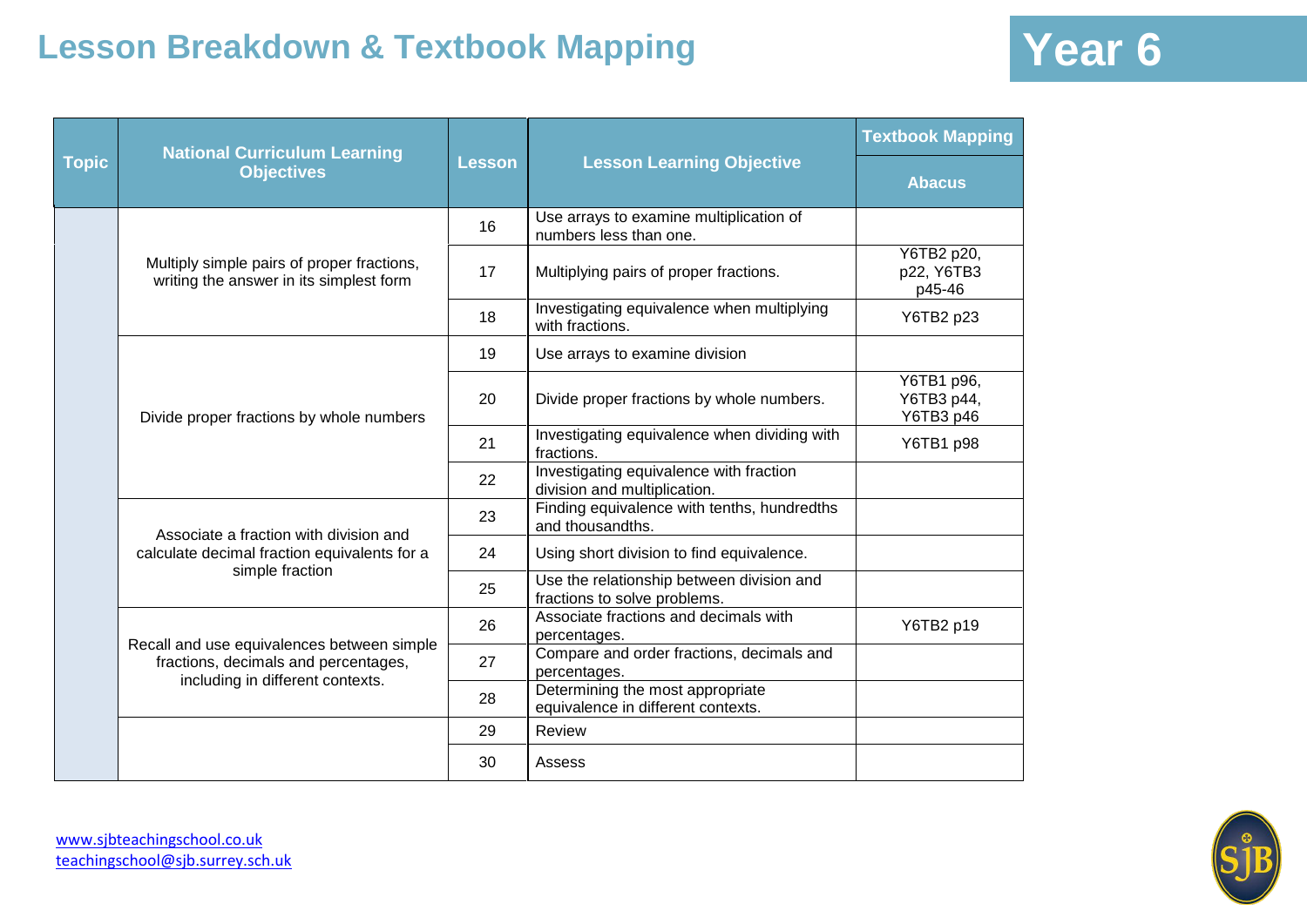# Lesson Breakdown & Textbook Mapping

# Year 6

| Topic | National Curriculum Learning Objectives | Lesson | Lesson Learning Objective | Textbook Mapping |
|---|---|---|---|---|
| | | | | Abacus |
| | Multiply simple pairs of proper fractions, writing the answer in its simplest form | 16 | Use arrays to examine multiplication of numbers less than one. | |
| | | 17 | Multiplying pairs of proper fractions. | Y6TB2 p20, p22, Y6TB3 p45-46 |
| | | 18 | Investigating equivalence when multiplying with fractions. | Y6TB2 p23 |
| | Divide proper fractions by whole numbers | 19 | Use arrays to examine division | |
| | | 20 | Divide proper fractions by whole numbers. | Y6TB1 p96, Y6TB3 p44, Y6TB3 p46 |
| | | 21 | Investigating equivalence when dividing with fractions. | Y6TB1 p98 |
| | | 22 | Investigating equivalence with fraction division and multiplication. | |
| | Associate a fraction with division and calculate decimal fraction equivalents for a simple fraction | 23 | Finding equivalence with tenths, hundredths and thousandths. | |
| | | 24 | Using short division to find equivalence. | |
| | | 25 | Use the relationship between division and fractions to solve problems. | |
| | Recall and use equivalences between simple fractions, decimals and percentages, including in different contexts. | 26 | Associate fractions and decimals with percentages. | Y6TB2 p19 |
| | | 27 | Compare and order fractions, decimals and percentages. | |
| | | 28 | Determining the most appropriate equivalence in different contexts. | |
| | | 29 | Review | |
| | | 30 | Assess | |

www.sjbteachingschool.co.uk
teachingschool@sjb.surrey.sch.uk